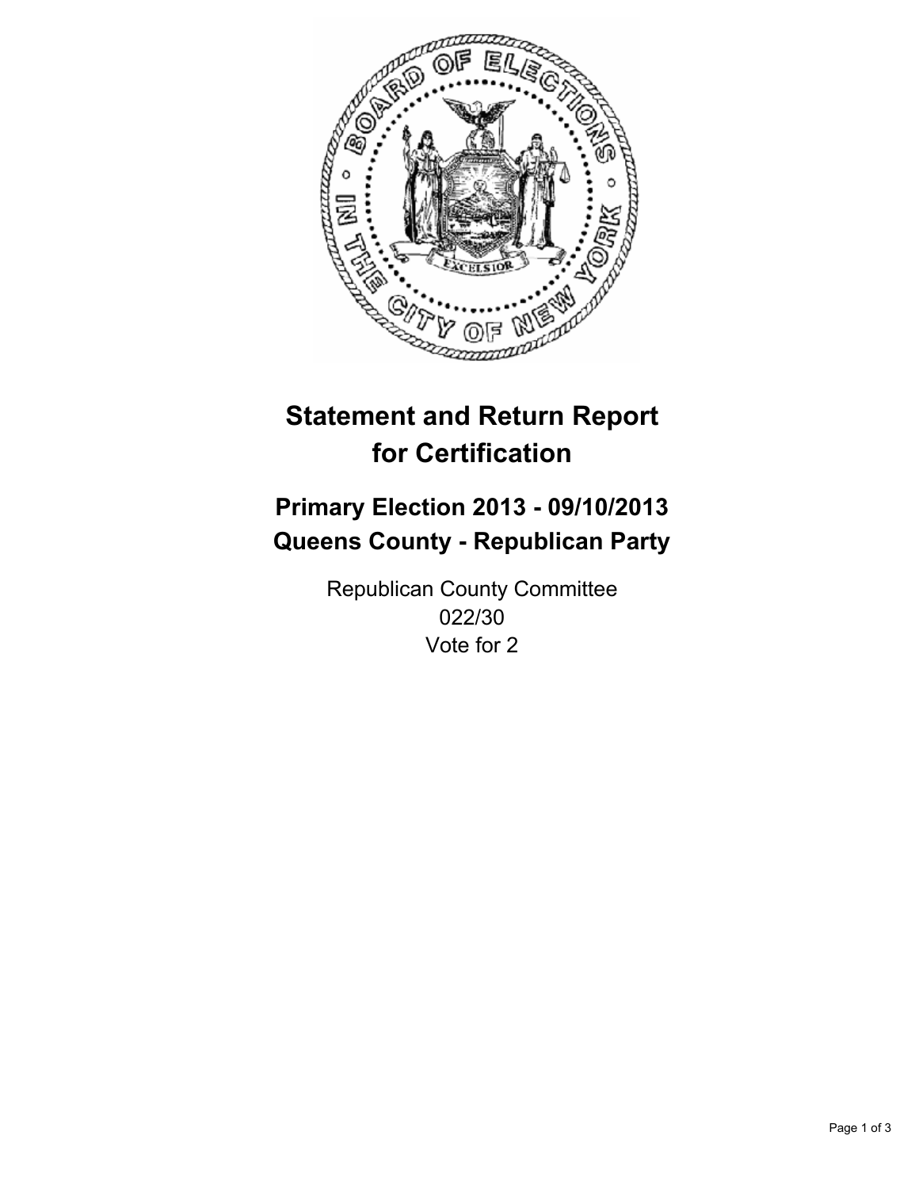# Statement and Return Report for Certification

## Primary Election 2013 - 09/10/2013
## Queens County - Republican Party

Republican County Committee
022/30
Vote for 2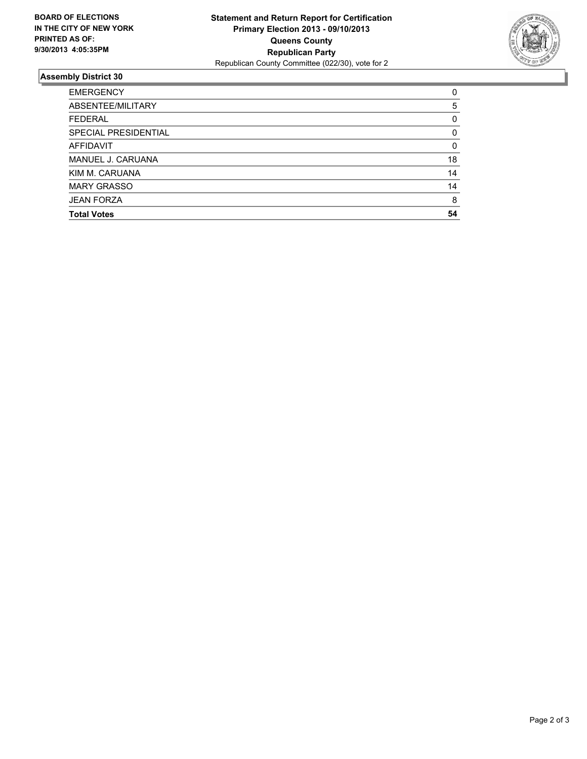**BOARD OF ELECTIONS IN THE CITY OF NEW YORK PRINTED AS OF: 9/30/2013 4:05:35PM**

**Statement and Return Report for Certification**
**Primary Election 2013 - 09/10/2013**
**Queens County**
**Republican Party**
Republican County Committee (022/30), vote for 2

## Assembly District 30

| | |
|---|---|
| EMERGENCY | 0 |
| ABSENTEE/MILITARY | 5 |
| FEDERAL | 0 |
| SPECIAL PRESIDENTIAL | 0 |
| AFFIDAVIT | 0 |
| MANUEL J. CARUANA | 18 |
| KIM M. CARUANA | 14 |
| MARY GRASSO | 14 |
| JEAN FORZA | 8 |
| **Total Votes** | **54** |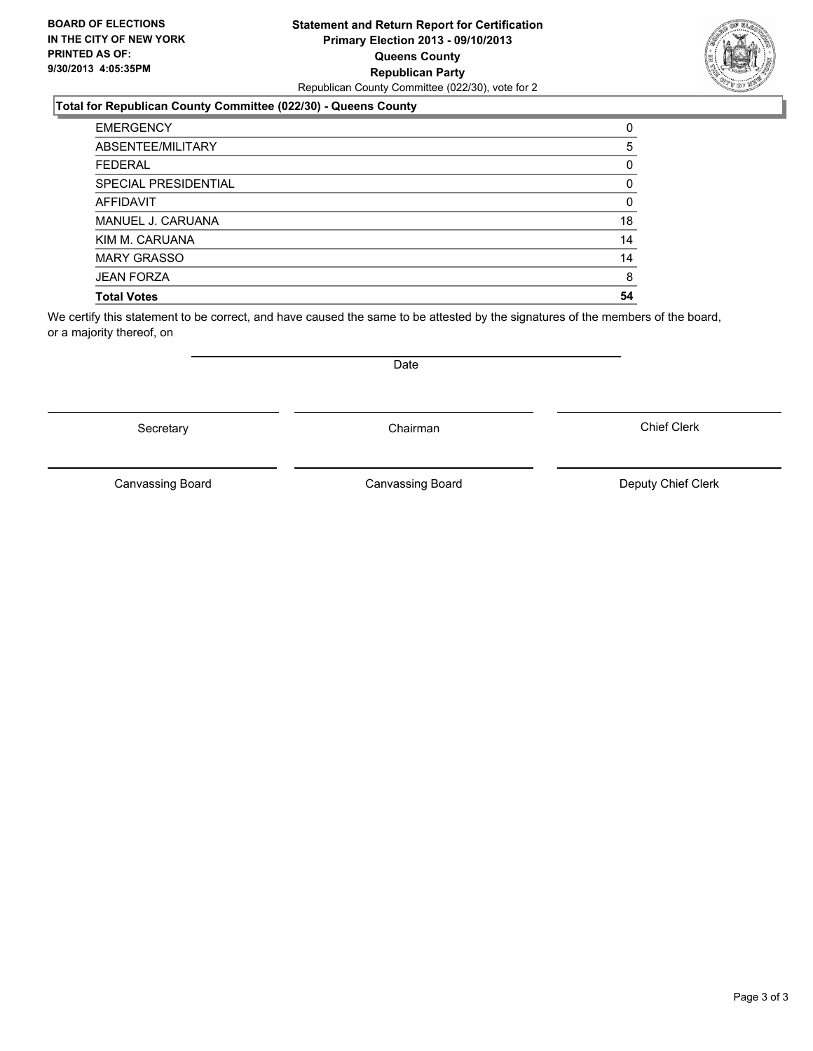**BOARD OF ELECTIONS**
**IN THE CITY OF NEW YORK**
**PRINTED AS OF:**
**9/30/2013 4:05:35PM**

**Statement and Return Report for Certification**
**Primary Election 2013 - 09/10/2013**
**Queens County**
**Republican Party**
Republican County Committee (022/30), vote for 2

### Total for Republican County Committee (022/30) - Queens County

| | |
|---|---|
| EMERGENCY | 0 |
| ABSENTEE/MILITARY | 5 |
| FEDERAL | 0 |
| SPECIAL PRESIDENTIAL | 0 |
| AFFIDAVIT | 0 |
| MANUEL J. CARUANA | 18 |
| KIM M. CARUANA | 14 |
| MARY GRASSO | 14 |
| JEAN FORZA | 8 |
| **Total Votes** | **54** |

We certify this statement to be correct, and have caused the same to be attested by the signatures of the members of the board, or a majority thereof, on

Date

Secretary | Chairman | Chief Clerk

Canvassing Board | Canvassing Board | Deputy Chief Clerk